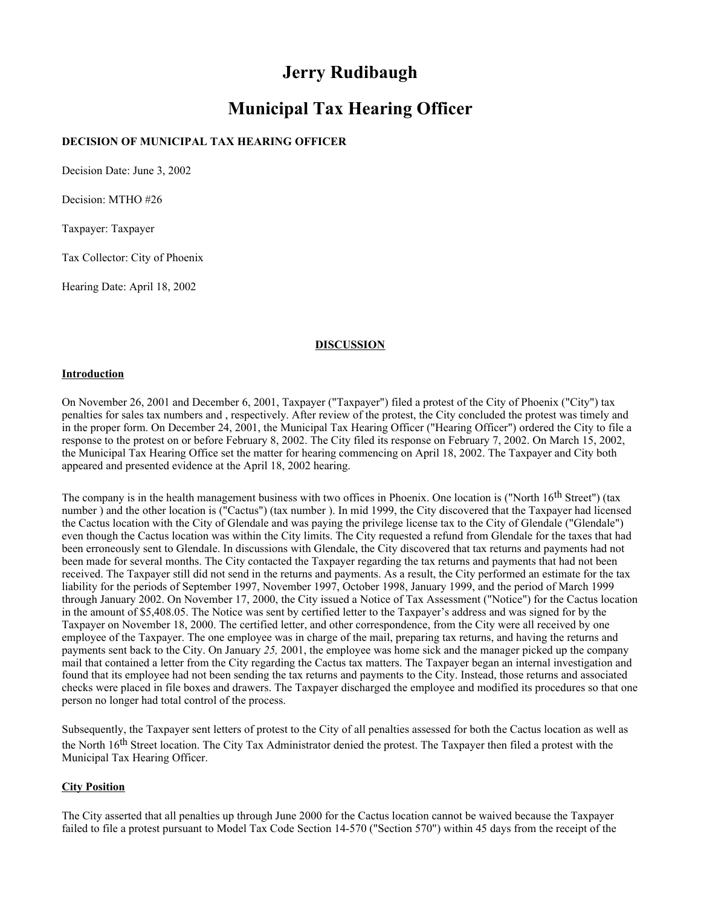# Jerry Rudibaugh

# Municipal Tax Hearing Officer

**DECISION OF MUNICIPAL TAX HEARING OFFICER**

Decision Date: June 3, 2002

Decision: MTHO #26

Taxpayer: Taxpayer

Tax Collector: City of Phoenix

Hearing Date: April 18, 2002

## DISCUSSION

### Introduction

On November 26, 2001 and December 6, 2001, Taxpayer ("Taxpayer") filed a protest of the City of Phoenix ("City") tax penalties for sales tax numbers and , respectively. After review of the protest, the City concluded the protest was timely and in the proper form. On December 24, 2001, the Municipal Tax Hearing Officer ("Hearing Officer") ordered the City to file a response to the protest on or before February 8, 2002. The City filed its response on February 7, 2002. On March 15, 2002, the Municipal Tax Hearing Office set the matter for hearing commencing on April 18, 2002. The Taxpayer and City both appeared and presented evidence at the April 18, 2002 hearing.

The company is in the health management business with two offices in Phoenix. One location is ("North 16th Street") (tax number ) and the other location is ("Cactus") (tax number ). In mid 1999, the City discovered that the Taxpayer had licensed the Cactus location with the City of Glendale and was paying the privilege license tax to the City of Glendale ("Glendale") even though the Cactus location was within the City limits. The City requested a refund from Glendale for the taxes that had been erroneously sent to Glendale. In discussions with Glendale, the City discovered that tax returns and payments had not been made for several months. The City contacted the Taxpayer regarding the tax returns and payments that had not been received. The Taxpayer still did not send in the returns and payments. As a result, the City performed an estimate for the tax liability for the periods of September 1997, November 1997, October 1998, January 1999, and the period of March 1999 through January 2002. On November 17, 2000, the City issued a Notice of Tax Assessment ("Notice") for the Cactus location in the amount of $5,408.05. The Notice was sent by certified letter to the Taxpayer's address and was signed for by the Taxpayer on November 18, 2000. The certified letter, and other correspondence, from the City were all received by one employee of the Taxpayer. The one employee was in charge of the mail, preparing tax returns, and having the returns and payments sent back to the City. On January *25,* 2001, the employee was home sick and the manager picked up the company mail that contained a letter from the City regarding the Cactus tax matters. The Taxpayer began an internal investigation and found that its employee had not been sending the tax returns and payments to the City. Instead, those returns and associated checks were placed in file boxes and drawers. The Taxpayer discharged the employee and modified its procedures so that one person no longer had total control of the process.

Subsequently, the Taxpayer sent letters of protest to the City of all penalties assessed for both the Cactus location as well as the North 16th Street location. The City Tax Administrator denied the protest. The Taxpayer then filed a protest with the Municipal Tax Hearing Officer.

### City Position

The City asserted that all penalties up through June 2000 for the Cactus location cannot be waived because the Taxpayer failed to file a protest pursuant to Model Tax Code Section 14-570 ("Section 570") within 45 days from the receipt of the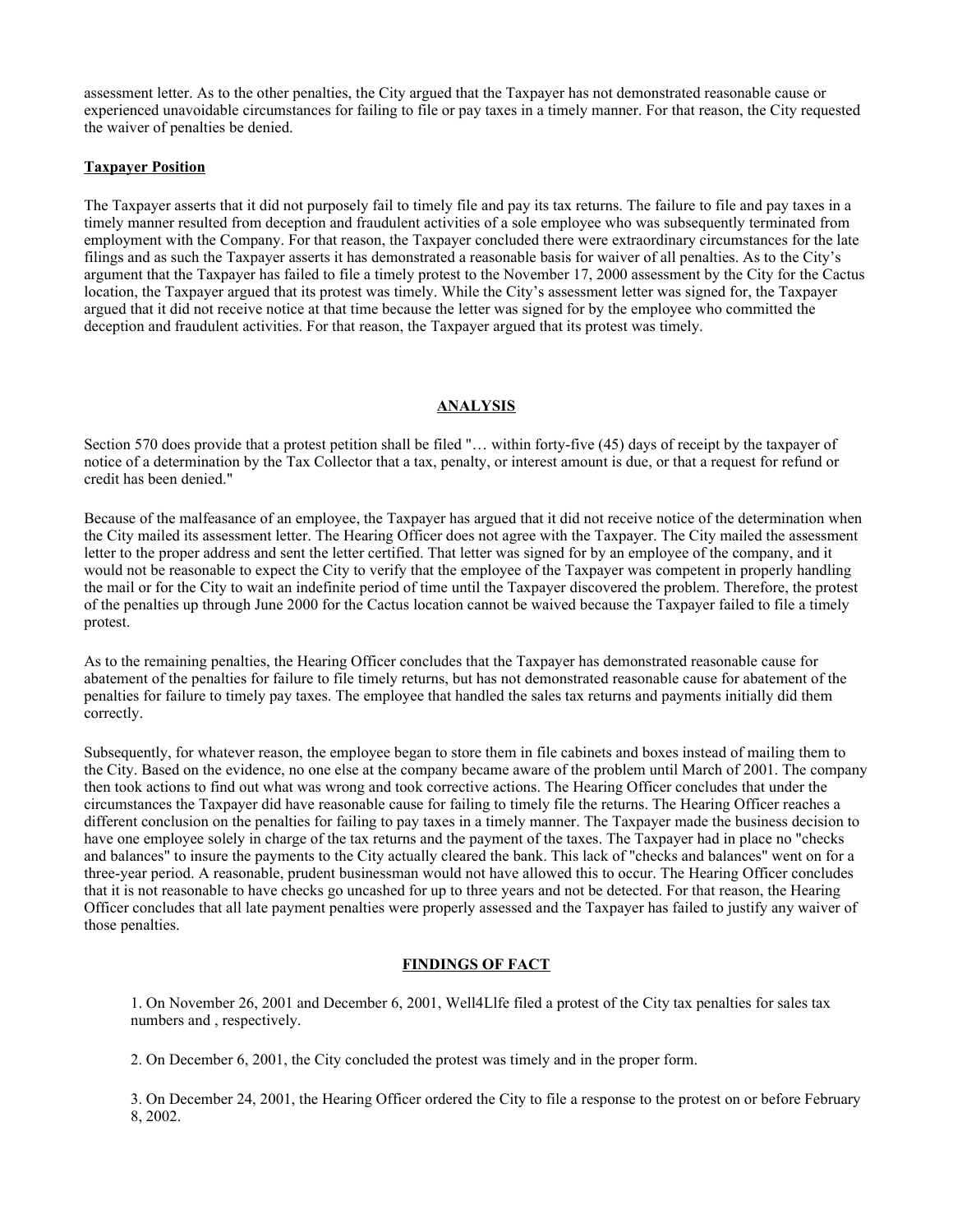assessment letter. As to the other penalties, the City argued that the Taxpayer has not demonstrated reasonable cause or experienced unavoidable circumstances for failing to file or pay taxes in a timely manner. For that reason, the City requested the waiver of penalties be denied.

**Taxpayer Position**

The Taxpayer asserts that it did not purposely fail to timely file and pay its tax returns. The failure to file and pay taxes in a timely manner resulted from deception and fraudulent activities of a sole employee who was subsequently terminated from employment with the Company. For that reason, the Taxpayer concluded there were extraordinary circumstances for the late filings and as such the Taxpayer asserts it has demonstrated a reasonable basis for waiver of all penalties. As to the City's argument that the Taxpayer has failed to file a timely protest to the November 17, 2000 assessment by the City for the Cactus location, the Taxpayer argued that its protest was timely. While the City's assessment letter was signed for, the Taxpayer argued that it did not receive notice at that time because the letter was signed for by the employee who committed the deception and fraudulent activities. For that reason, the Taxpayer argued that its protest was timely.

## ANALYSIS

Section 570 does provide that a protest petition shall be filed "… within forty-five (45) days of receipt by the taxpayer of notice of a determination by the Tax Collector that a tax, penalty, or interest amount is due, or that a request for refund or credit has been denied."

Because of the malfeasance of an employee, the Taxpayer has argued that it did not receive notice of the determination when the City mailed its assessment letter. The Hearing Officer does not agree with the Taxpayer. The City mailed the assessment letter to the proper address and sent the letter certified. That letter was signed for by an employee of the company, and it would not be reasonable to expect the City to verify that the employee of the Taxpayer was competent in properly handling the mail or for the City to wait an indefinite period of time until the Taxpayer discovered the problem. Therefore, the protest of the penalties up through June 2000 for the Cactus location cannot be waived because the Taxpayer failed to file a timely protest.

As to the remaining penalties, the Hearing Officer concludes that the Taxpayer has demonstrated reasonable cause for abatement of the penalties for failure to file timely returns, but has not demonstrated reasonable cause for abatement of the penalties for failure to timely pay taxes. The employee that handled the sales tax returns and payments initially did them correctly.

Subsequently, for whatever reason, the employee began to store them in file cabinets and boxes instead of mailing them to the City. Based on the evidence, no one else at the company became aware of the problem until March of 2001. The company then took actions to find out what was wrong and took corrective actions. The Hearing Officer concludes that under the circumstances the Taxpayer did have reasonable cause for failing to timely file the returns. The Hearing Officer reaches a different conclusion on the penalties for failing to pay taxes in a timely manner. The Taxpayer made the business decision to have one employee solely in charge of the tax returns and the payment of the taxes. The Taxpayer had in place no "checks and balances" to insure the payments to the City actually cleared the bank. This lack of "checks and balances" went on for a three-year period. A reasonable, prudent businessman would not have allowed this to occur. The Hearing Officer concludes that it is not reasonable to have checks go uncashed for up to three years and not be detected. For that reason, the Hearing Officer concludes that all late payment penalties were properly assessed and the Taxpayer has failed to justify any waiver of those penalties.

## FINDINGS OF FACT

1. On November 26, 2001 and December 6, 2001, Well4Llfe filed a protest of the City tax penalties for sales tax numbers and , respectively.

2. On December 6, 2001, the City concluded the protest was timely and in the proper form.

3. On December 24, 2001, the Hearing Officer ordered the City to file a response to the protest on or before February 8, 2002.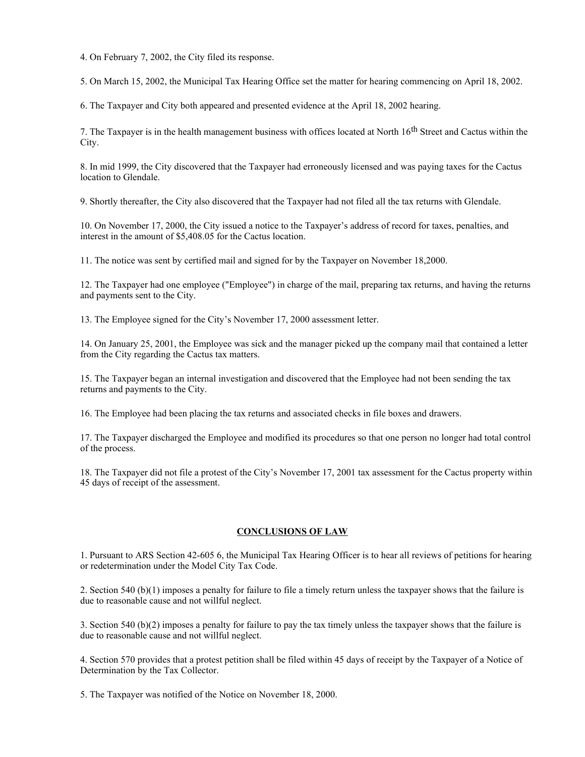4. On February 7, 2002, the City filed its response.

5. On March 15, 2002, the Municipal Tax Hearing Office set the matter for hearing commencing on April 18, 2002.

6. The Taxpayer and City both appeared and presented evidence at the April 18, 2002 hearing.

7. The Taxpayer is in the health management business with offices located at North 16th Street and Cactus within the City.

8. In mid 1999, the City discovered that the Taxpayer had erroneously licensed and was paying taxes for the Cactus location to Glendale.

9. Shortly thereafter, the City also discovered that the Taxpayer had not filed all the tax returns with Glendale.

10. On November 17, 2000, the City issued a notice to the Taxpayer's address of record for taxes, penalties, and interest in the amount of $5,408.05 for the Cactus location.

11. The notice was sent by certified mail and signed for by the Taxpayer on November 18,2000.

12. The Taxpayer had one employee ("Employee") in charge of the mail, preparing tax returns, and having the returns and payments sent to the City.

13. The Employee signed for the City's November 17, 2000 assessment letter.

14. On January 25, 2001, the Employee was sick and the manager picked up the company mail that contained a letter from the City regarding the Cactus tax matters.

15. The Taxpayer began an internal investigation and discovered that the Employee had not been sending the tax returns and payments to the City.

16. The Employee had been placing the tax returns and associated checks in file boxes and drawers.

17. The Taxpayer discharged the Employee and modified its procedures so that one person no longer had total control of the process.

18. The Taxpayer did not file a protest of the City's November 17, 2001 tax assessment for the Cactus property within 45 days of receipt of the assessment.

## CONCLUSIONS OF LAW

1. Pursuant to ARS Section 42-605 6, the Municipal Tax Hearing Officer is to hear all reviews of petitions for hearing or redetermination under the Model City Tax Code.

2. Section 540 (b)(1) imposes a penalty for failure to file a timely return unless the taxpayer shows that the failure is due to reasonable cause and not willful neglect.

3. Section 540 (b)(2) imposes a penalty for failure to pay the tax timely unless the taxpayer shows that the failure is due to reasonable cause and not willful neglect.

4. Section 570 provides that a protest petition shall be filed within 45 days of receipt by the Taxpayer of a Notice of Determination by the Tax Collector.

5. The Taxpayer was notified of the Notice on November 18, 2000.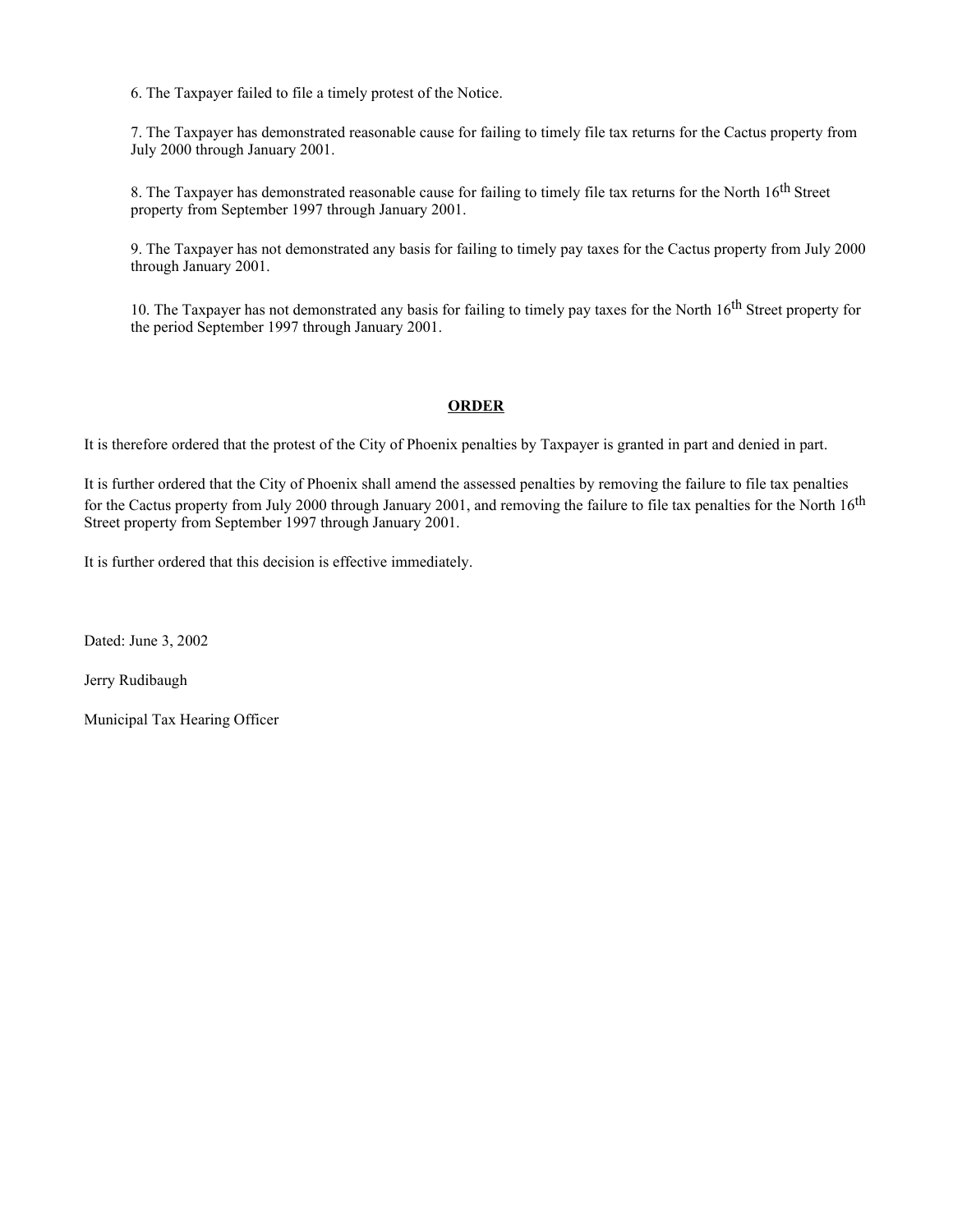6. The Taxpayer failed to file a timely protest of the Notice.

7. The Taxpayer has demonstrated reasonable cause for failing to timely file tax returns for the Cactus property from July 2000 through January 2001.

8. The Taxpayer has demonstrated reasonable cause for failing to timely file tax returns for the North 16th Street property from September 1997 through January 2001.

9. The Taxpayer has not demonstrated any basis for failing to timely pay taxes for the Cactus property from July 2000 through January 2001.

10. The Taxpayer has not demonstrated any basis for failing to timely pay taxes for the North 16th Street property for the period September 1997 through January 2001.

## ORDER

It is therefore ordered that the protest of the City of Phoenix penalties by Taxpayer is granted in part and denied in part.

It is further ordered that the City of Phoenix shall amend the assessed penalties by removing the failure to file tax penalties for the Cactus property from July 2000 through January 2001, and removing the failure to file tax penalties for the North 16th Street property from September 1997 through January 2001.

It is further ordered that this decision is effective immediately.

Dated: June 3, 2002

Jerry Rudibaugh

Municipal Tax Hearing Officer